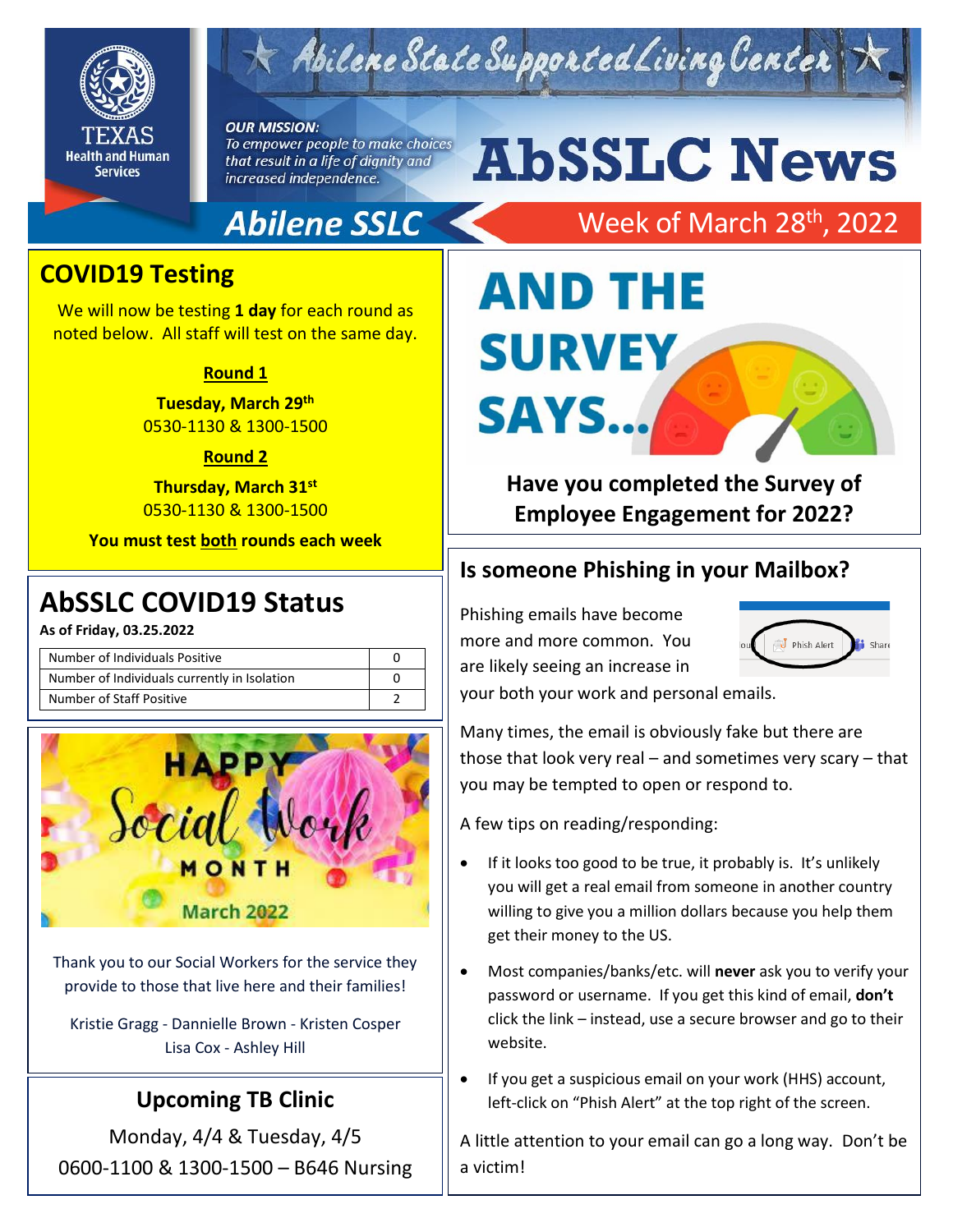# Abilene State Supported Living Center

***OUR MISSION:***
*To empower people to make choices that result in a life of dignity and increased independence.*

# AbSSLC News

**Abilene SSLC** — Week of March 28th, 2022

## COVID19 Testing

We will now be testing **1 day** for each round as noted below. All staff will test on the same day.

**Round 1**

**Tuesday, March 29th**
0530-1130 & 1300-1500

**Round 2**

**Thursday, March 31st**
0530-1130 & 1300-1500

**You must test both rounds each week**

## AbSSLC COVID19 Status

**As of Friday, 03.25.2022**

| | |
|---|---|
| Number of Individuals Positive | 0 |
| Number of Individuals currently in Isolation | 0 |
| Number of Staff Positive | 2 |

HAPPY Social Work MONTH March 2022

Thank you to our Social Workers for the service they provide to those that live here and their families!

Kristie Gragg - Dannielle Brown - Kristen Cosper
Lisa Cox - Ashley Hill

## Upcoming TB Clinic

Monday, 4/4 & Tuesday, 4/5
0600-1100 & 1300-1500 – B646 Nursing

## AND THE SURVEY SAYS...

**Have you completed the Survey of Employee Engagement for 2022?**

## Is someone Phishing in your Mailbox?

Phishing emails have become more and more common. You are likely seeing an increase in your both your work and personal emails.

Many times, the email is obviously fake but there are those that look very real – and sometimes very scary – that you may be tempted to open or respond to.

A few tips on reading/responding:

- If it looks too good to be true, it probably is. It's unlikely you will get a real email from someone in another country willing to give you a million dollars because you help them get their money to the US.
- Most companies/banks/etc. will **never** ask you to verify your password or username. If you get this kind of email, **don't** click the link – instead, use a secure browser and go to their website.
- If you get a suspicious email on your work (HHS) account, left-click on "Phish Alert" at the top right of the screen.

A little attention to your email can go a long way. Don't be a victim!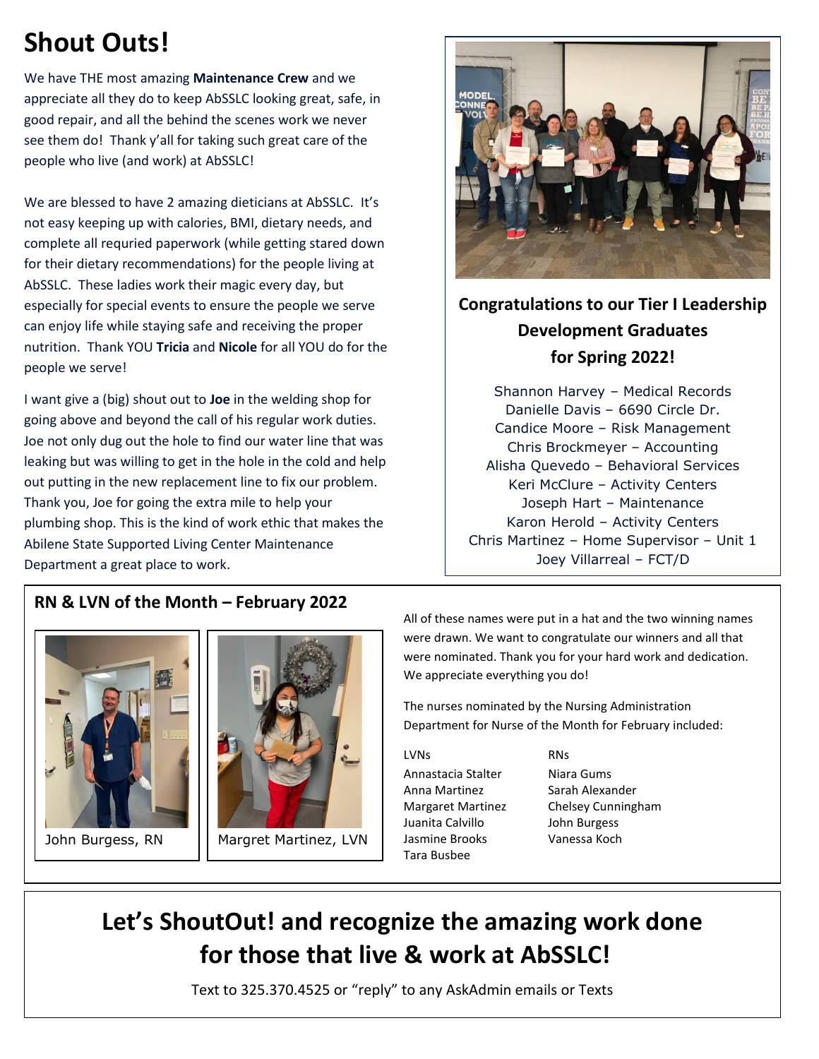# Shout Outs!

We have THE most amazing **Maintenance Crew** and we appreciate all they do to keep AbSSLC looking great, safe, in good repair, and all the behind the scenes work we never see them do! Thank y'all for taking such great care of the people who live (and work) at AbSSLC!

We are blessed to have 2 amazing dieticians at AbSSLC. It's not easy keeping up with calories, BMI, dietary needs, and complete all requried paperwork (while getting stared down for their dietary recommendations) for the people living at AbSSLC. These ladies work their magic every day, but especially for special events to ensure the people we serve can enjoy life while staying safe and receiving the proper nutrition. Thank YOU **Tricia** and **Nicole** for all YOU do for the people we serve!

I want give a (big) shout out to **Joe** in the welding shop for going above and beyond the call of his regular work duties. Joe not only dug out the hole to find our water line that was leaking but was willing to get in the hole in the cold and help out putting in the new replacement line to fix our problem. Thank you, Joe for going the extra mile to help your plumbing shop. This is the kind of work ethic that makes the Abilene State Supported Living Center Maintenance Department a great place to work.

## Congratulations to our Tier I Leadership Development Graduates for Spring 2022!

Shannon Harvey – Medical Records
Danielle Davis – 6690 Circle Dr.
Candice Moore – Risk Management
Chris Brockmeyer – Accounting
Alisha Quevedo – Behavioral Services
Keri McClure – Activity Centers
Joseph Hart – Maintenance
Karon Herold – Activity Centers
Chris Martinez – Home Supervisor – Unit 1
Joey Villarreal – FCT/D

## RN & LVN of the Month – February 2022

John Burgess, RN

Margret Martinez, LVN

All of these names were put in a hat and the two winning names were drawn. We want to congratulate our winners and all that were nominated. Thank you for your hard work and dedication. We appreciate everything you do!

The nurses nominated by the Nursing Administration Department for Nurse of the Month for February included:

| LVNs | RNs |
| --- | --- |
| Annastacia Stalter | Niara Gums |
| Anna Martinez | Sarah Alexander |
| Margaret Martinez | Chelsey Cunningham |
| Juanita Calvillo | John Burgess |
| Jasmine Brooks | Vanessa Koch |
| Tara Busbee | |

## Let's ShoutOut! and recognize the amazing work done for those that live & work at AbSSLC!

Text to 325.370.4525 or "reply" to any AskAdmin emails or Texts